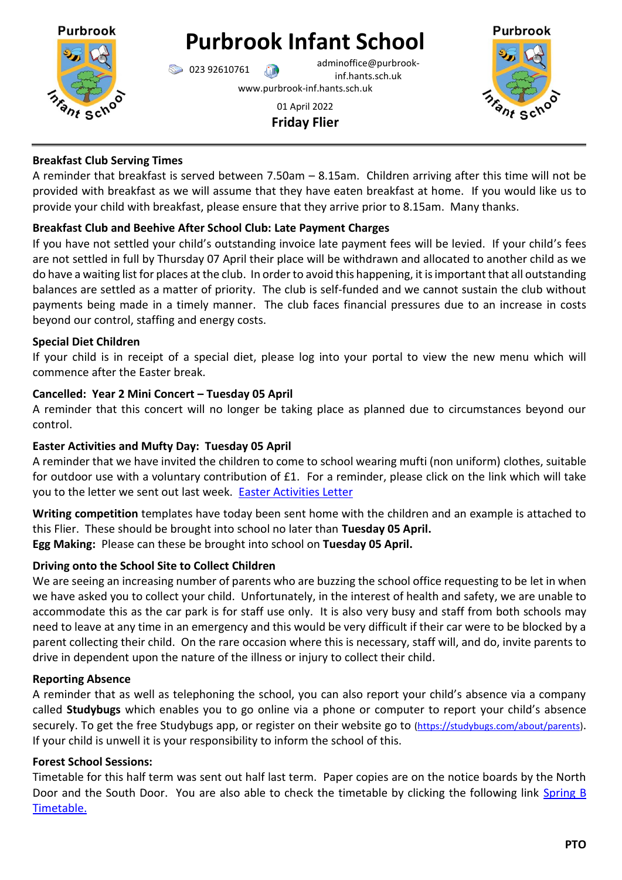# Purbrook Infant School

023 92610761 adminoffice@purbrook-inf.hants.sch.uk

www.purbrook-inf.hants.sch.uk

01 April 2022

**Friday Flier**

---

**Breakfast Club Serving Times**

A reminder that breakfast is served between 7.50am – 8.15am. Children arriving after this time will not be provided with breakfast as we will assume that they have eaten breakfast at home. If you would like us to provide your child with breakfast, please ensure that they arrive prior to 8.15am. Many thanks.

**Breakfast Club and Beehive After School Club: Late Payment Charges**

If you have not settled your child's outstanding invoice late payment fees will be levied. If your child's fees are not settled in full by Thursday 07 April their place will be withdrawn and allocated to another child as we do have a waiting list for places at the club. In order to avoid this happening, it is important that all outstanding balances are settled as a matter of priority. The club is self-funded and we cannot sustain the club without payments being made in a timely manner. The club faces financial pressures due to an increase in costs beyond our control, staffing and energy costs.

**Special Diet Children**

If your child is in receipt of a special diet, please log into your portal to view the new menu which will commence after the Easter break.

**Cancelled: Year 2 Mini Concert – Tuesday 05 April**

A reminder that this concert will no longer be taking place as planned due to circumstances beyond our control.

**Easter Activities and Mufty Day: Tuesday 05 April**

A reminder that we have invited the children to come to school wearing mufti (non uniform) clothes, suitable for outdoor use with a voluntary contribution of £1. For a reminder, please click on the link which will take you to the letter we sent out last week. Easter Activities Letter

**Writing competition** templates have today been sent home with the children and an example is attached to this Flier. These should be brought into school no later than **Tuesday 05 April.**

**Egg Making:** Please can these be brought into school on **Tuesday 05 April.**

**Driving onto the School Site to Collect Children**

We are seeing an increasing number of parents who are buzzing the school office requesting to be let in when we have asked you to collect your child. Unfortunately, in the interest of health and safety, we are unable to accommodate this as the car park is for staff use only. It is also very busy and staff from both schools may need to leave at any time in an emergency and this would be very difficult if their car were to be blocked by a parent collecting their child. On the rare occasion where this is necessary, staff will, and do, invite parents to drive in dependent upon the nature of the illness or injury to collect their child.

**Reporting Absence**

A reminder that as well as telephoning the school, you can also report your child's absence via a company called **Studybugs** which enables you to go online via a phone or computer to report your child's absence securely. To get the free Studybugs app, or register on their website go to (https://studybugs.com/about/parents). If your child is unwell it is your responsibility to inform the school of this.

**Forest School Sessions:**

Timetable for this half term was sent out half last term. Paper copies are on the notice boards by the North Door and the South Door. You are also able to check the timetable by clicking the following link Spring B Timetable.

**PTO**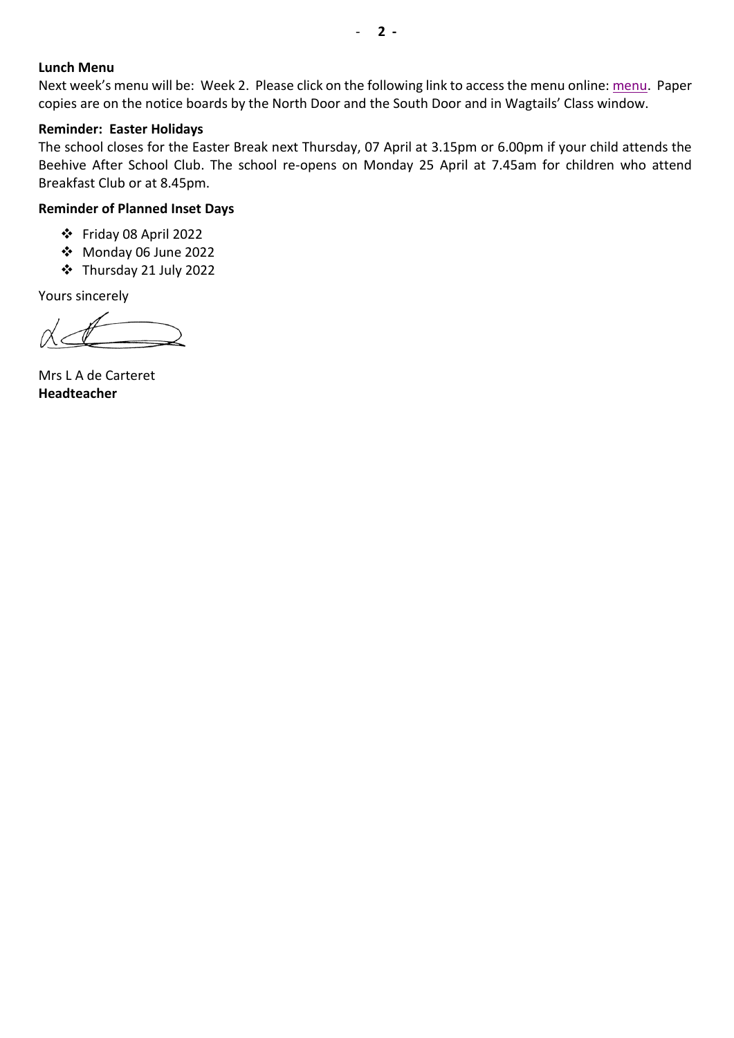**Lunch Menu**

Next week's menu will be: Week 2. Please click on the following link to access the menu online: menu. Paper copies are on the notice boards by the North Door and the South Door and in Wagtails' Class window.

**Reminder: Easter Holidays**

The school closes for the Easter Break next Thursday, 07 April at 3.15pm or 6.00pm if your child attends the Beehive After School Club. The school re-opens on Monday 25 April at 7.45am for children who attend Breakfast Club or at 8.45pm.

**Reminder of Planned Inset Days**

- Friday 08 April 2022
- Monday 06 June 2022
- Thursday 21 July 2022

Yours sincerely

Mrs L A de Carteret
**Headteacher**